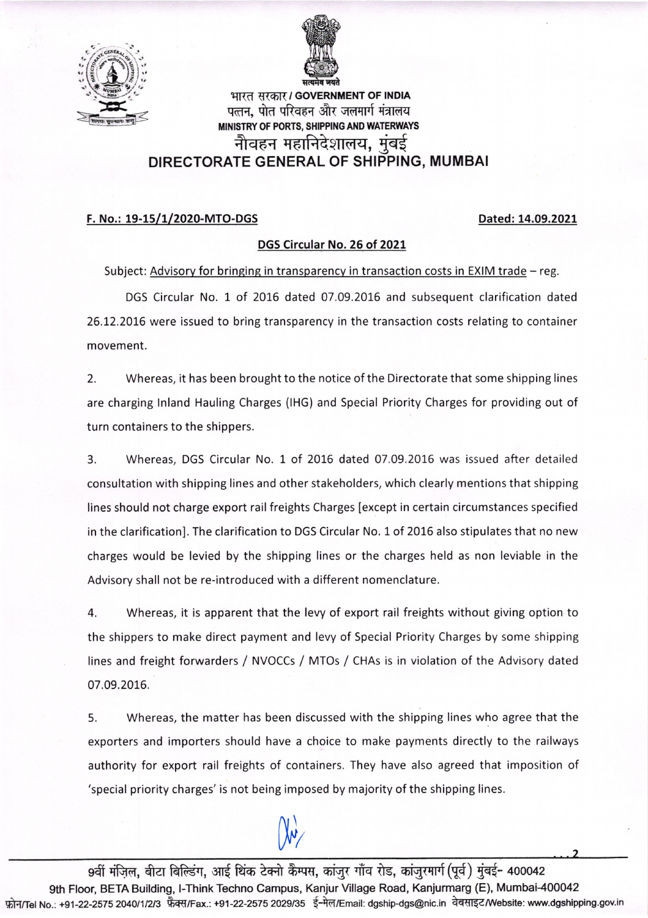भारत सरकार / GOVERNMENT OF INDIA
पत्तन, पोत परिवहन और जलमार्ग मंत्रालय
MINISTRY OF PORTS, SHIPPING AND WATERWAYS
नौवहन महानिदेशालय, मुंबई
# DIRECTORATE GENERAL OF SHIPPING, MUMBAI

**F. No.: 19-15/1/2020-MTO-DGS** **Dated: 14.09.2021**

## DGS Circular No. 26 of 2021

Subject: Advisory for bringing in transparency in transaction costs in EXIM trade – reg.

DGS Circular No. 1 of 2016 dated 07.09.2016 and subsequent clarification dated 26.12.2016 were issued to bring transparency in the transaction costs relating to container movement.

2. Whereas, it has been brought to the notice of the Directorate that some shipping lines are charging Inland Hauling Charges (IHG) and Special Priority Charges for providing out of turn containers to the shippers.

3. Whereas, DGS Circular No. 1 of 2016 dated 07.09.2016 was issued after detailed consultation with shipping lines and other stakeholders, which clearly mentions that shipping lines should not charge export rail freights Charges [except in certain circumstances specified in the clarification]. The clarification to DGS Circular No. 1 of 2016 also stipulates that no new charges would be levied by the shipping lines or the charges held as non leviable in the Advisory shall not be re-introduced with a different nomenclature.

4. Whereas, it is apparent that the levy of export rail freights without giving option to the shippers to make direct payment and levy of Special Priority Charges by some shipping lines and freight forwarders / NVOCCs / MTOs / CHAs is in violation of the Advisory dated 07.09.2016.

5. Whereas, the matter has been discussed with the shipping lines who agree that the exporters and importers should have a choice to make payments directly to the railways authority for export rail freights of containers. They have also agreed that imposition of 'special priority charges' is not being imposed by majority of the shipping lines.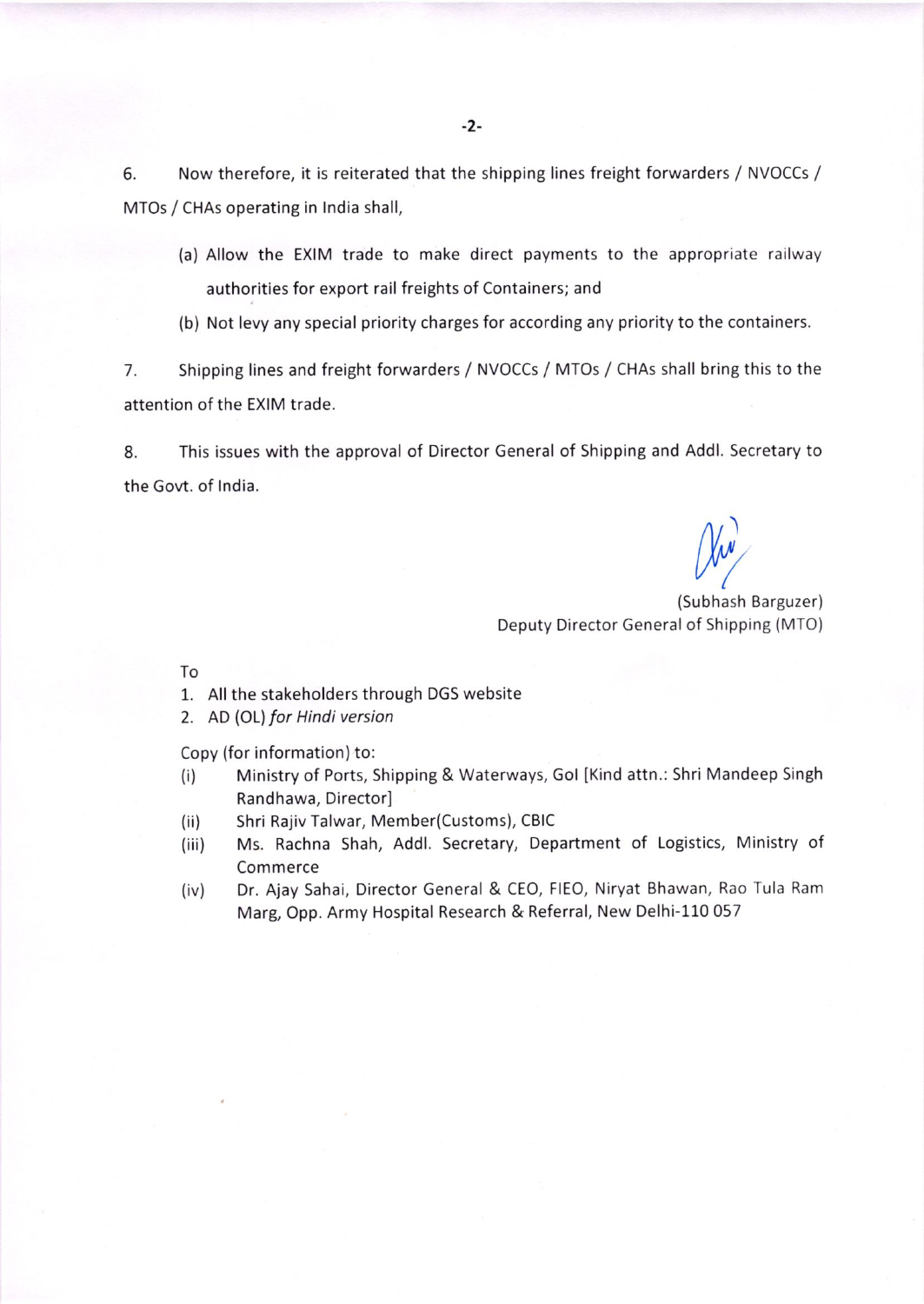6. Now therefore, it is reiterated that the shipping lines freight forwarders / NVOCCs / MTOs / CHAs operating in India shall,

(a) Allow the EXIM trade to make direct payments to the appropriate railway authorities for export rail freights of Containers; and

(b) Not levy any special priority charges for according any priority to the containers.

7. Shipping lines and freight forwarders / NVOCCs / MTOs / CHAs shall bring this to the attention of the EXIM trade.

8. This issues with the approval of Director General of Shipping and Addl. Secretary to the Govt. of India.

(Subhash Barguzer)
Deputy Director General of Shipping (MTO)

To
1. All the stakeholders through DGS website
2. AD (OL) *for Hindi version*

Copy (for information) to:
(i) Ministry of Ports, Shipping & Waterways, GoI [Kind attn.: Shri Mandeep Singh Randhawa, Director]
(ii) Shri Rajiv Talwar, Member(Customs), CBIC
(iii) Ms. Rachna Shah, Addl. Secretary, Department of Logistics, Ministry of Commerce
(iv) Dr. Ajay Sahai, Director General & CEO, FIEO, Niryat Bhawan, Rao Tula Ram Marg, Opp. Army Hospital Research & Referral, New Delhi-110 057